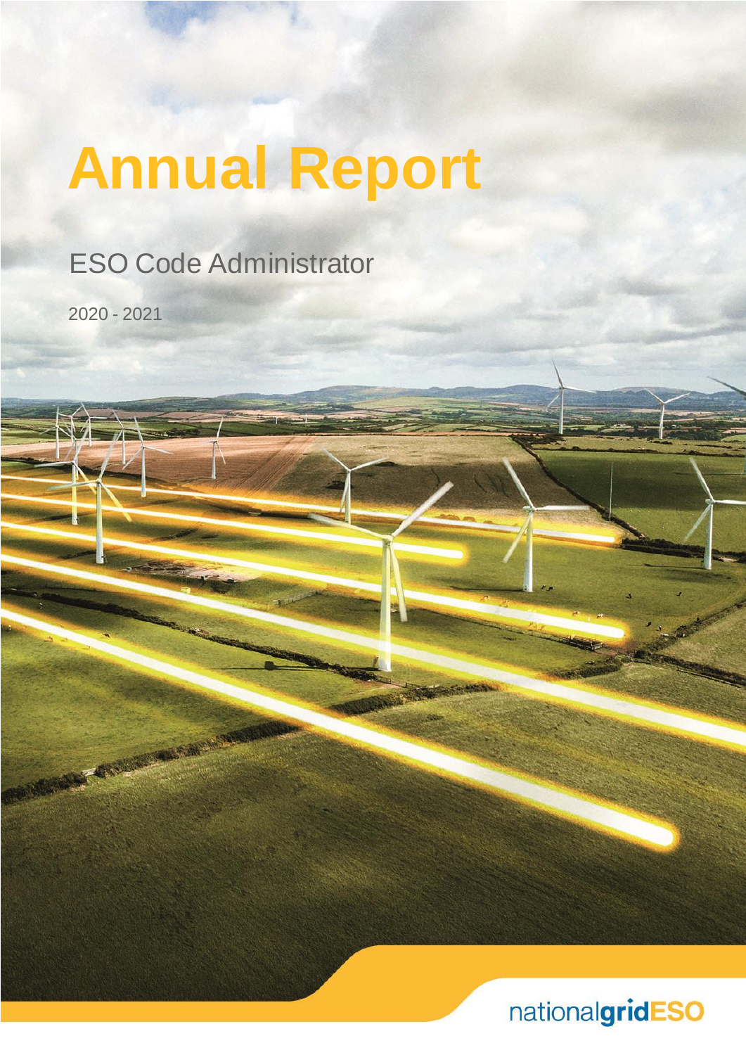# Annual Report

ESO Code Administrator

2020 - 2021

nationalgridESO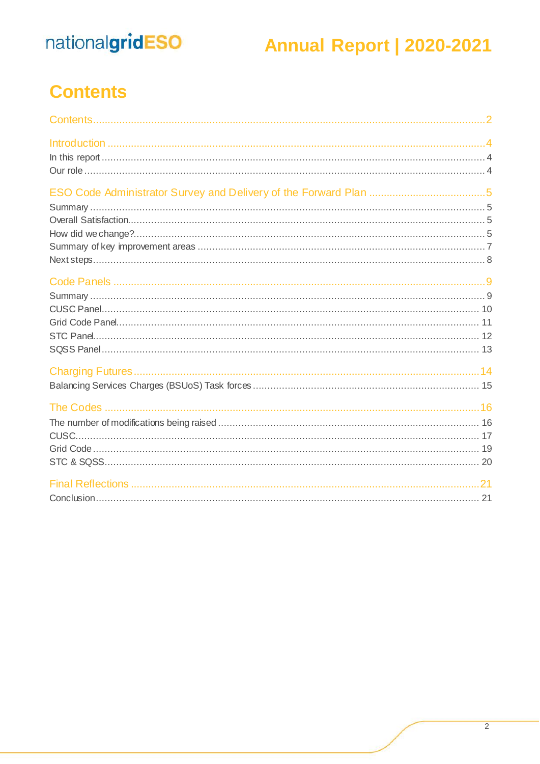# Contents

Contents .......... 2

Introduction .......... 4

In this report .......... 4

Our role .......... 4

ESO Code Administrator Survey and Delivery of the Forward Plan .......... 5

Summary .......... 5

Overall Satisfaction .......... 5

How did we change? .......... 5

Summary of key improvement areas .......... 7

Next steps .......... 8

Code Panels .......... 9

Summary .......... 9

CUSC Panel .......... 10

Grid Code Panel .......... 11

STC Panel .......... 12

SQSS Panel .......... 13

Charging Futures .......... 14

Balancing Services Charges (BSUoS) Task forces .......... 15

The Codes .......... 16

The number of modifications being raised .......... 16

CUSC .......... 17

Grid Code .......... 19

STC & SQSS .......... 20

Final Reflections .......... 21

Conclusion .......... 21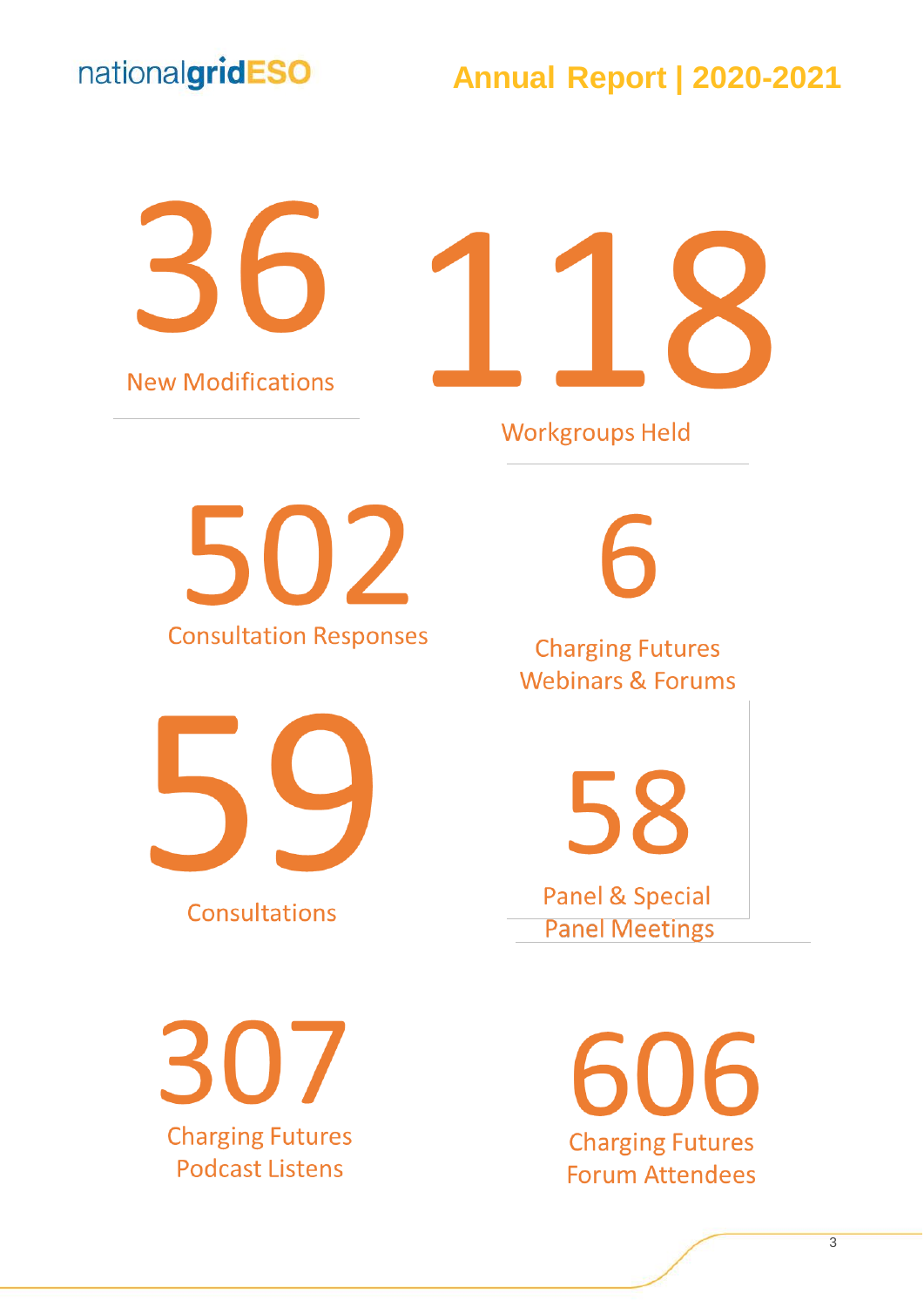**36**
New Modifications

**118**
Workgroups Held

**502**
Consultation Responses

**6**
Charging Futures Webinars & Forums

**59**
Consultations

**58**
Panel & Special Panel Meetings

**307**
Charging Futures Podcast Listens

**606**
Charging Futures Forum Attendees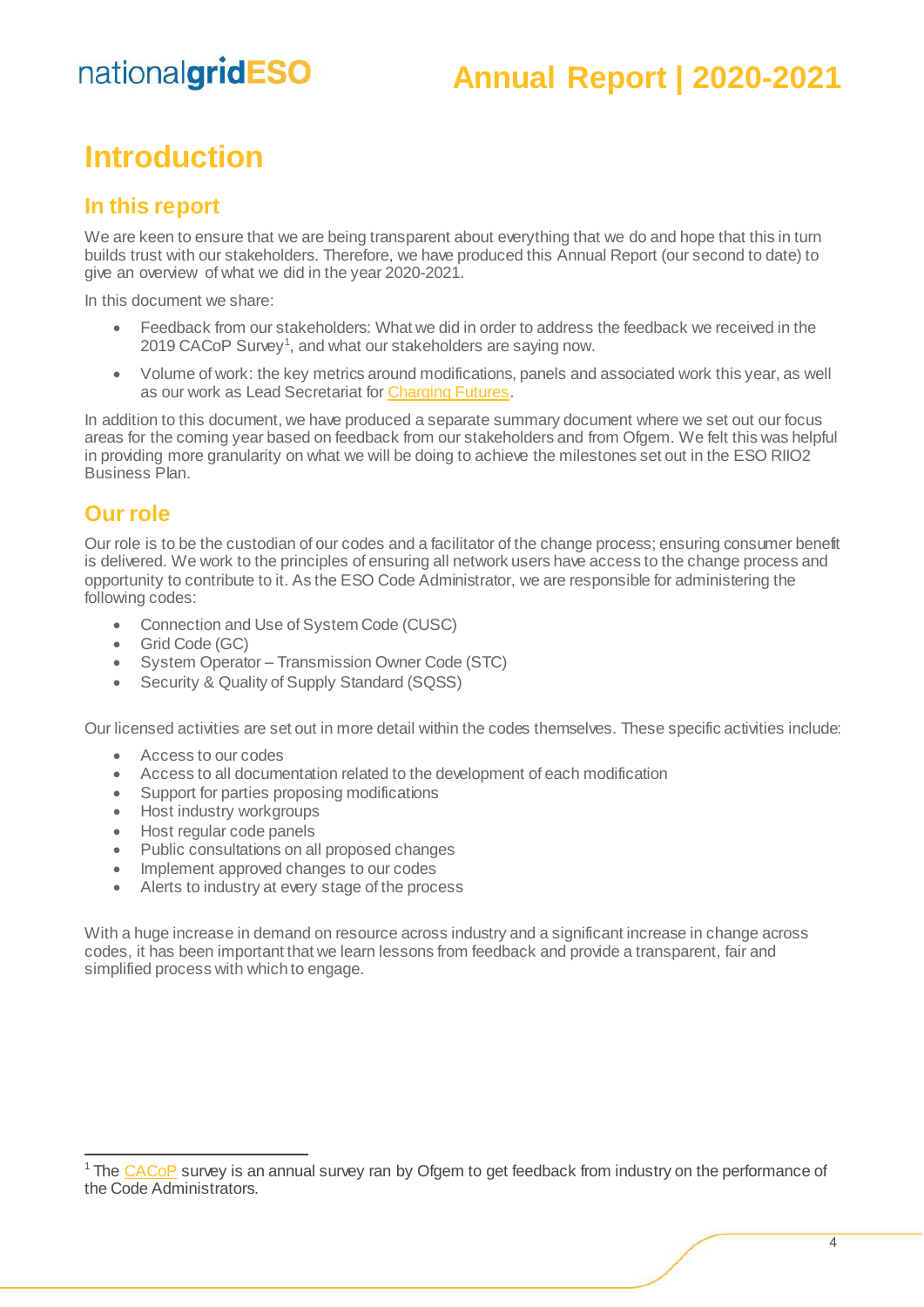# Introduction

## In this report

We are keen to ensure that we are being transparent about everything that we do and hope that this in turn builds trust with our stakeholders. Therefore, we have produced this Annual Report (our second to date) to give an overview of what we did in the year 2020-2021.

In this document we share:

- Feedback from our stakeholders: What we did in order to address the feedback we received in the 2019 CACoP Survey[1], and what our stakeholders are saying now.
- Volume of work: the key metrics around modifications, panels and associated work this year, as well as our work as Lead Secretariat for Charging Futures.

In addition to this document, we have produced a separate summary document where we set out our focus areas for the coming year based on feedback from our stakeholders and from Ofgem. We felt this was helpful in providing more granularity on what we will be doing to achieve the milestones set out in the ESO RIIO2 Business Plan.

## Our role

Our role is to be the custodian of our codes and a facilitator of the change process; ensuring consumer benefit is delivered. We work to the principles of ensuring all network users have access to the change process and opportunity to contribute to it. As the ESO Code Administrator, we are responsible for administering the following codes:

- Connection and Use of System Code (CUSC)
- Grid Code (GC)
- System Operator – Transmission Owner Code (STC)
- Security & Quality of Supply Standard (SQSS)

Our licensed activities are set out in more detail within the codes themselves. These specific activities include:

- Access to our codes
- Access to all documentation related to the development of each modification
- Support for parties proposing modifications
- Host industry workgroups
- Host regular code panels
- Public consultations on all proposed changes
- Implement approved changes to our codes
- Alerts to industry at every stage of the process

With a huge increase in demand on resource across industry and a significant increase in change across codes, it has been important that we learn lessons from feedback and provide a transparent, fair and simplified process with which to engage.

---

[1] The CACoP survey is an annual survey ran by Ofgem to get feedback from industry on the performance of the Code Administrators.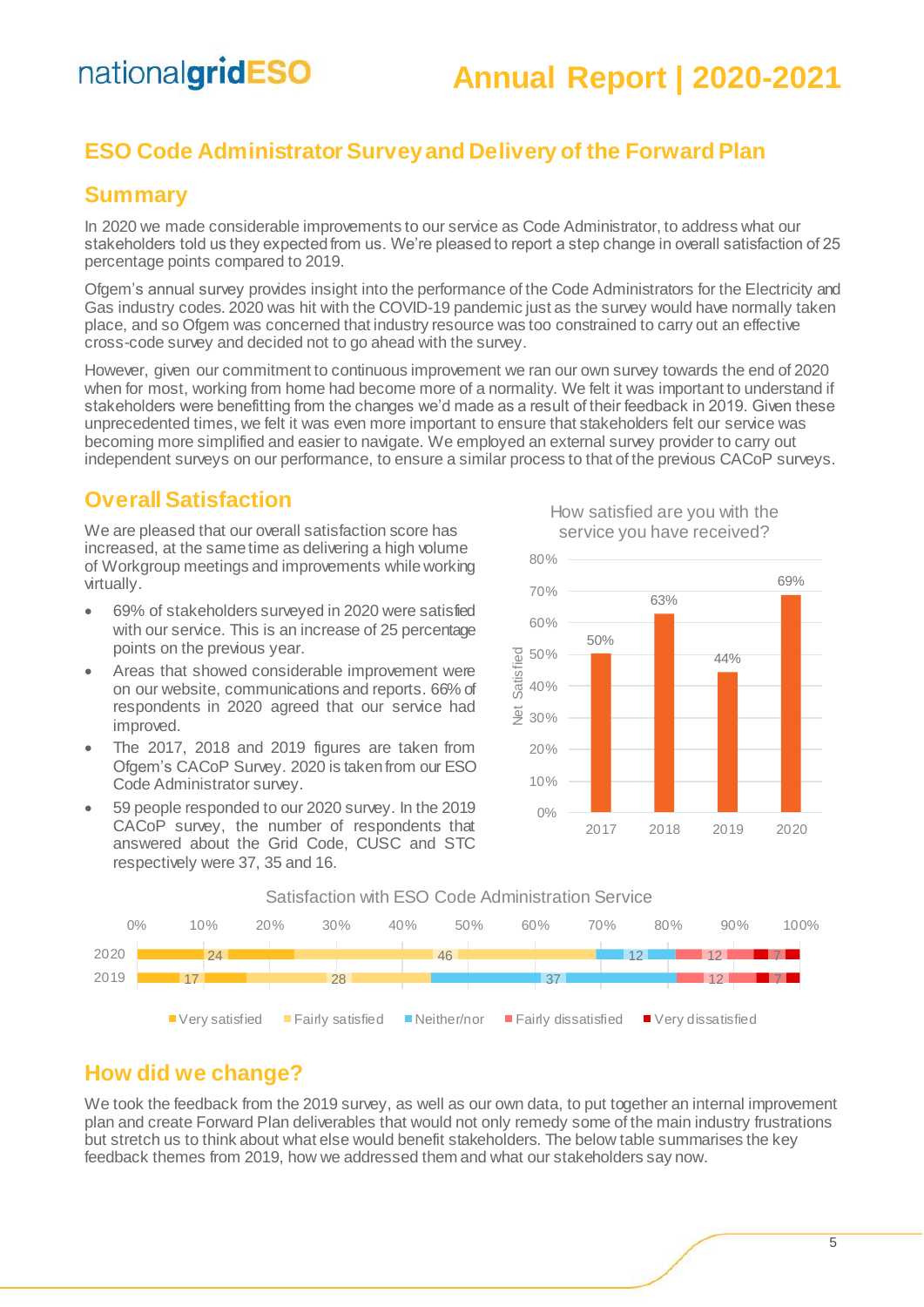## ESO Code Administrator Survey and Delivery of the Forward Plan

### Summary

In 2020 we made considerable improvements to our service as Code Administrator, to address what our stakeholders told us they expected from us. We're pleased to report a step change in overall satisfaction of 25 percentage points compared to 2019.

Ofgem's annual survey provides insight into the performance of the Code Administrators for the Electricity and Gas industry codes. 2020 was hit with the COVID-19 pandemic just as the survey would have normally taken place, and so Ofgem was concerned that industry resource was too constrained to carry out an effective cross-code survey and decided not to go ahead with the survey.

However, given our commitment to continuous improvement we ran our own survey towards the end of 2020 when for most, working from home had become more of a normality. We felt it was important to understand if stakeholders were benefitting from the changes we'd made as a result of their feedback in 2019. Given these unprecedented times, we felt it was even more important to ensure that stakeholders felt our service was becoming more simplified and easier to navigate. We employed an external survey provider to carry out independent surveys on our performance, to ensure a similar process to that of the previous CACoP surveys.

### Overall Satisfaction

We are pleased that our overall satisfaction score has increased, at the same time as delivering a high volume of Workgroup meetings and improvements while working virtually.

- 69% of stakeholders surveyed in 2020 were satisfied with our service. This is an increase of 25 percentage points on the previous year.
- Areas that showed considerable improvement were on our website, communications and reports. 66% of respondents in 2020 agreed that our service had improved.
- The 2017, 2018 and 2019 figures are taken from Ofgem's CACoP Survey. 2020 is taken from our ESO Code Administrator survey.
- 59 people responded to our 2020 survey. In the 2019 CACoP survey, the number of respondents that answered about the Grid Code, CUSC and STC respectively were 37, 35 and 16.

How satisfied are you with the service you have received?

| Year | Net Satisfied |
| --- | --- |
| 2017 | 50% |
| 2018 | 63% |
| 2019 | 44% |
| 2020 | 69% |

Satisfaction with ESO Code Administration Service

| Year | Very satisfied | Fairly satisfied | Neither/nor | Fairly dissatisfied | Very dissatisfied |
| --- | --- | --- | --- | --- | --- |
| 2020 | 24 | 46 | 12 | 12 | 7 |
| 2019 | 17 | 28 | 37 | 12 | 7 |

### How did we change?

We took the feedback from the 2019 survey, as well as our own data, to put together an internal improvement plan and create Forward Plan deliverables that would not only remedy some of the main industry frustrations but stretch us to think about what else would benefit stakeholders. The below table summarises the key feedback themes from 2019, how we addressed them and what our stakeholders say now.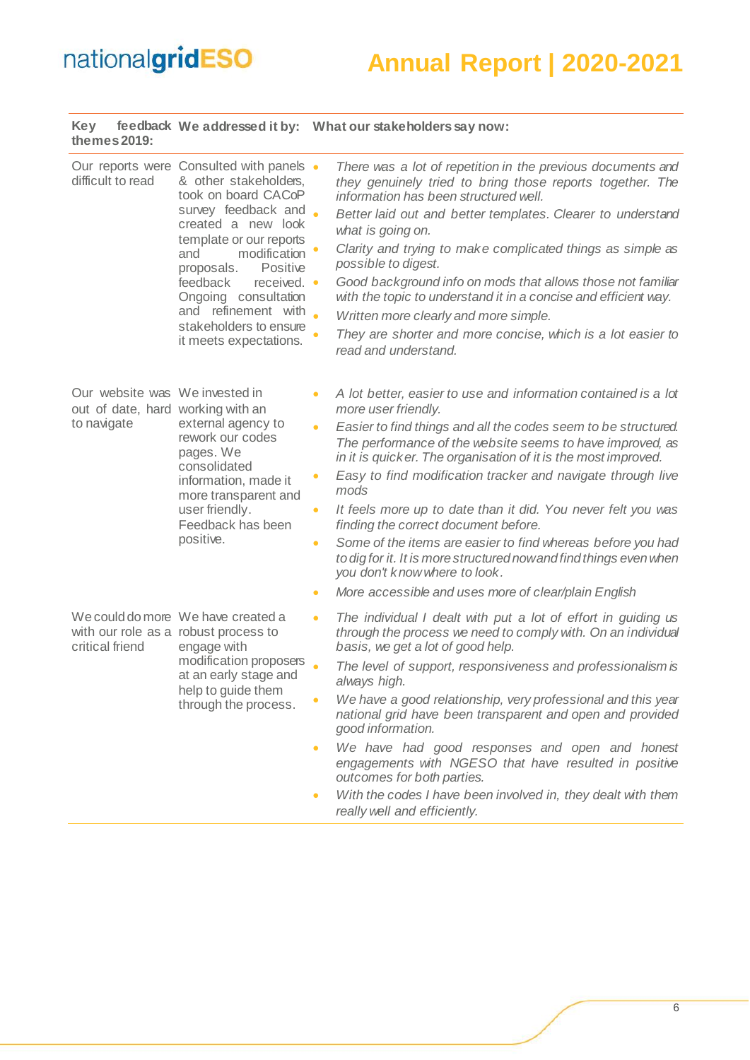| Key feedback themes 2019: | We addressed it by: | What our stakeholders say now: |
|---|---|---|
| Our reports were difficult to read | Consulted with panels & other stakeholders, took on board CACoP survey feedback and created a new look template or our reports and modification proposals. Positive feedback received. Ongoing consultation and refinement with stakeholders to ensure it meets expectations. | • *There was a lot of repetition in the previous documents and they genuinely tried to bring those reports together. The information has been structured well.*<br>• *Better laid out and better templates. Clearer to understand what is going on.*<br>• *Clarity and trying to make complicated things as simple as possible to digest.*<br>• *Good background info on mods that allows those not familiar with the topic to understand it in a concise and efficient way.*<br>• *Written more clearly and more simple.*<br>• *They are shorter and more concise, which is a lot easier to read and understand.* |
| Our website was out of date, hard to navigate | We invested in working with an external agency to rework our codes pages. We consolidated information, made it more transparent and user friendly. Feedback has been positive. | • *A lot better, easier to use and information contained is a lot more user friendly.*<br>• *Easier to find things and all the codes seem to be structured. The performance of the website seems to have improved, as in it is quicker. The organisation of it is the most improved.*<br>• *Easy to find modification tracker and navigate through live mods*<br>• *It feels more up to date than it did. You never felt you was finding the correct document before.*<br>• *Some of the items are easier to find whereas before you had to dig for it. It is more structured now and find things even when you don't know where to look.*<br>• *More accessible and uses more of clear/plain English* |
| We could do more with our role as a critical friend | We have created a robust process to engage with modification proposers at an early stage and help to guide them through the process. | • *The individual I dealt with put a lot of effort in guiding us through the process we need to comply with. On an individual basis, we get a lot of good help.*<br>• *The level of support, responsiveness and professionalism is always high.*<br>• *We have a good relationship, very professional and this year national grid have been transparent and open and provided good information.*<br>• *We have had good responses and open and honest engagements with NGESO that have resulted in positive outcomes for both parties.*<br>• *With the codes I have been involved in, they dealt with them really well and efficiently.* |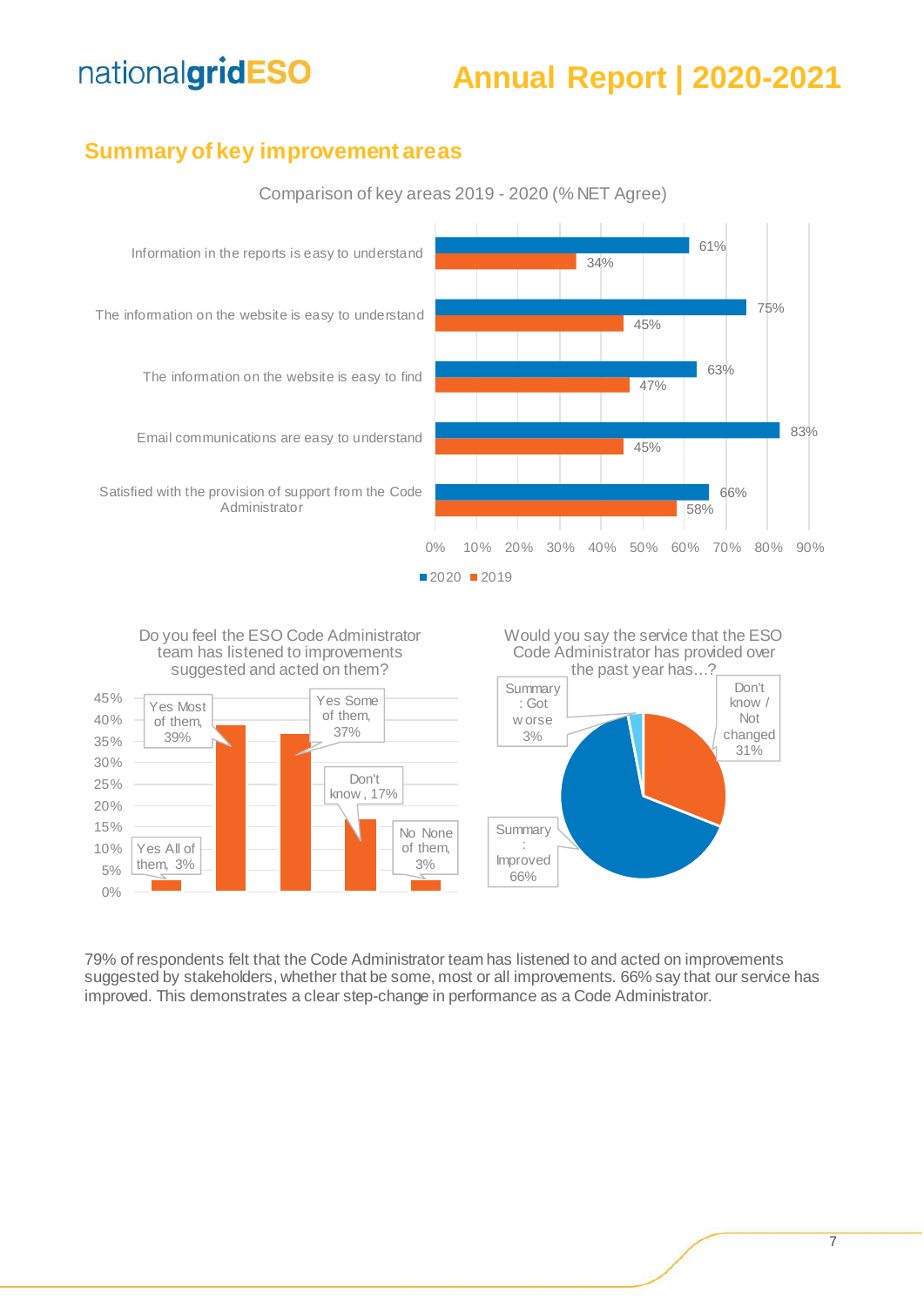## Summary of key improvement areas

Comparison of key areas 2019 - 2020 (% NET Agree)

| Key area | 2020 | 2019 |
|---|---|---|
| Information in the reports is easy to understand | 61% | 34% |
| The information on the website is easy to understand | 75% | 45% |
| The information on the website is easy to find | 63% | 47% |
| Email communications are easy to understand | 83% | 45% |
| Satisfied with the provision of support from the Code Administrator | 66% | 58% |

Do you feel the ESO Code Administrator team has listened to improvements suggested and acted on them?

| Response | % |
|---|---|
| Yes All of them | 3% |
| Yes Most of them | 39% |
| Yes Some of them | 37% |
| Don't know | 17% |
| No None of them | 3% |

Would you say the service that the ESO Code Administrator has provided over the past year has…?

| Response | % |
|---|---|
| Summary: Improved | 66% |
| Don't know / Not changed | 31% |
| Summary: Got worse | 3% |

79% of respondents felt that the Code Administrator team has listened to and acted on improvements suggested by stakeholders, whether that be some, most or all improvements. 66% say that our service has improved. This demonstrates a clear step-change in performance as a Code Administrator.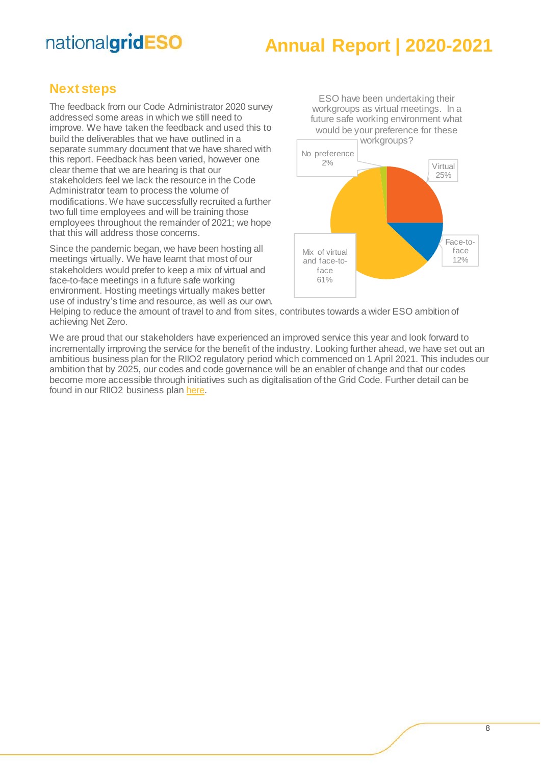## Next steps

The feedback from our Code Administrator 2020 survey addressed some areas in which we still need to improve. We have taken the feedback and used this to build the deliverables that we have outlined in a separate summary document that we have shared with this report. Feedback has been varied, however one clear theme that we are hearing is that our stakeholders feel we lack the resource in the Code Administrator team to process the volume of modifications. We have successfully recruited a further two full time employees and will be training those employees throughout the remainder of 2021; we hope that this will address those concerns.

ESO have been undertaking their workgroups as virtual meetings. In a future safe working environment what would be your preference for these workgroups?

| Preference | Percentage |
|---|---|
| Virtual | 25% |
| Face-to-face | 12% |
| Mix of virtual and face-to-face | 61% |
| No preference | 2% |

Since the pandemic began, we have been hosting all meetings virtually. We have learnt that most of our stakeholders would prefer to keep a mix of virtual and face-to-face meetings in a future safe working environment. Hosting meetings virtually makes better use of industry's time and resource, as well as our own. Helping to reduce the amount of travel to and from sites, contributes towards a wider ESO ambition of achieving Net Zero.

We are proud that our stakeholders have experienced an improved service this year and look forward to incrementally improving the service for the benefit of the industry. Looking further ahead, we have set out an ambitious business plan for the RIIO2 regulatory period which commenced on 1 April 2021. This includes our ambition that by 2025, our codes and code governance will be an enabler of change and that our codes become more accessible through initiatives such as digitalisation of the Grid Code. Further detail can be found in our RIIO2 business plan here.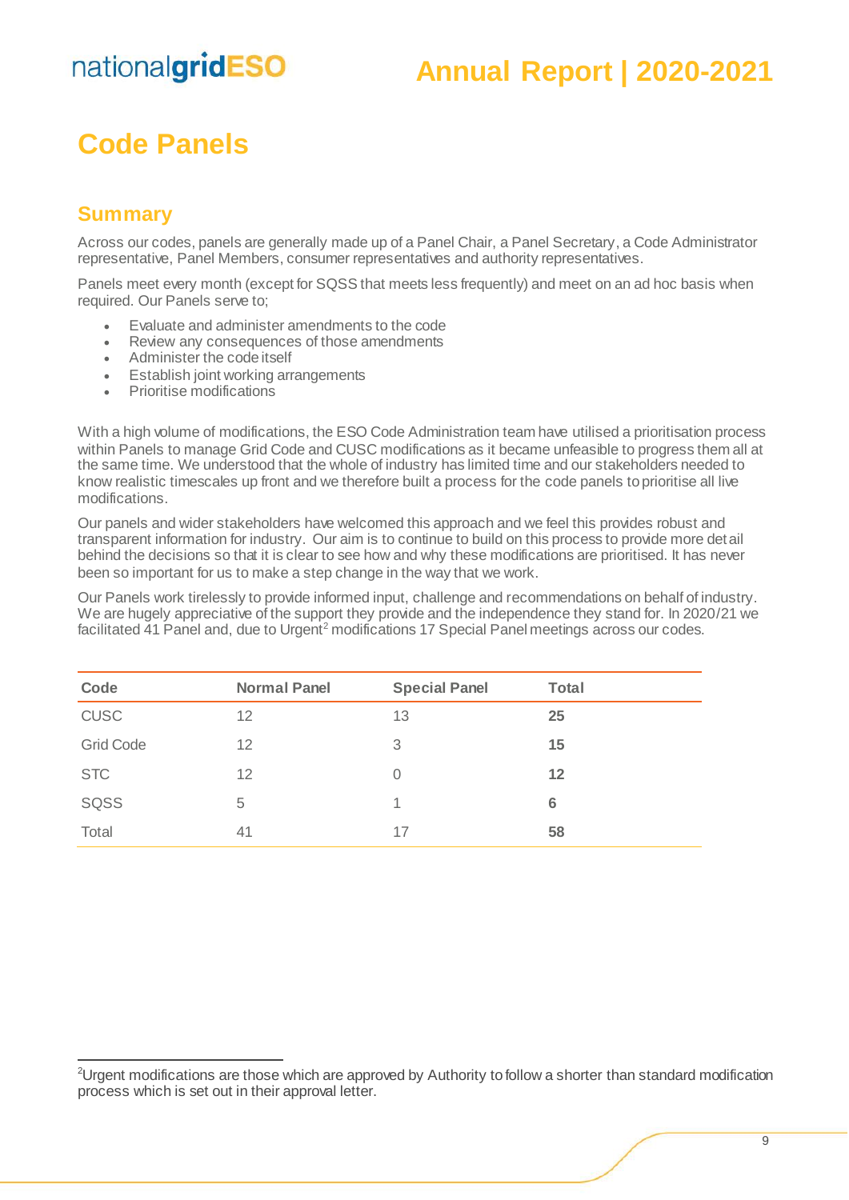# Code Panels

## Summary

Across our codes, panels are generally made up of a Panel Chair, a Panel Secretary, a Code Administrator representative, Panel Members, consumer representatives and authority representatives.

Panels meet every month (except for SQSS that meets less frequently) and meet on an ad hoc basis when required. Our Panels serve to;

- Evaluate and administer amendments to the code
- Review any consequences of those amendments
- Administer the code itself
- Establish joint working arrangements
- Prioritise modifications

With a high volume of modifications, the ESO Code Administration team have utilised a prioritisation process within Panels to manage Grid Code and CUSC modifications as it became unfeasible to progress them all at the same time. We understood that the whole of industry has limited time and our stakeholders needed to know realistic timescales up front and we therefore built a process for the code panels to prioritise all live modifications.

Our panels and wider stakeholders have welcomed this approach and we feel this provides robust and transparent information for industry. Our aim is to continue to build on this process to provide more detail behind the decisions so that it is clear to see how and why these modifications are prioritised. It has never been so important for us to make a step change in the way that we work.

Our Panels work tirelessly to provide informed input, challenge and recommendations on behalf of industry. We are hugely appreciative of the support they provide and the independence they stand for. In 2020/21 we facilitated 41 Panel and, due to Urgent[2] modifications 17 Special Panel meetings across our codes.

| Code | Normal Panel | Special Panel | Total |
|---|---|---|---|
| CUSC | 12 | 13 | **25** |
| Grid Code | 12 | 3 | **15** |
| STC | 12 | 0 | **12** |
| SQSS | 5 | 1 | **6** |
| Total | 41 | 17 | **58** |

[2]Urgent modifications are those which are approved by Authority to follow a shorter than standard modification process which is set out in their approval letter.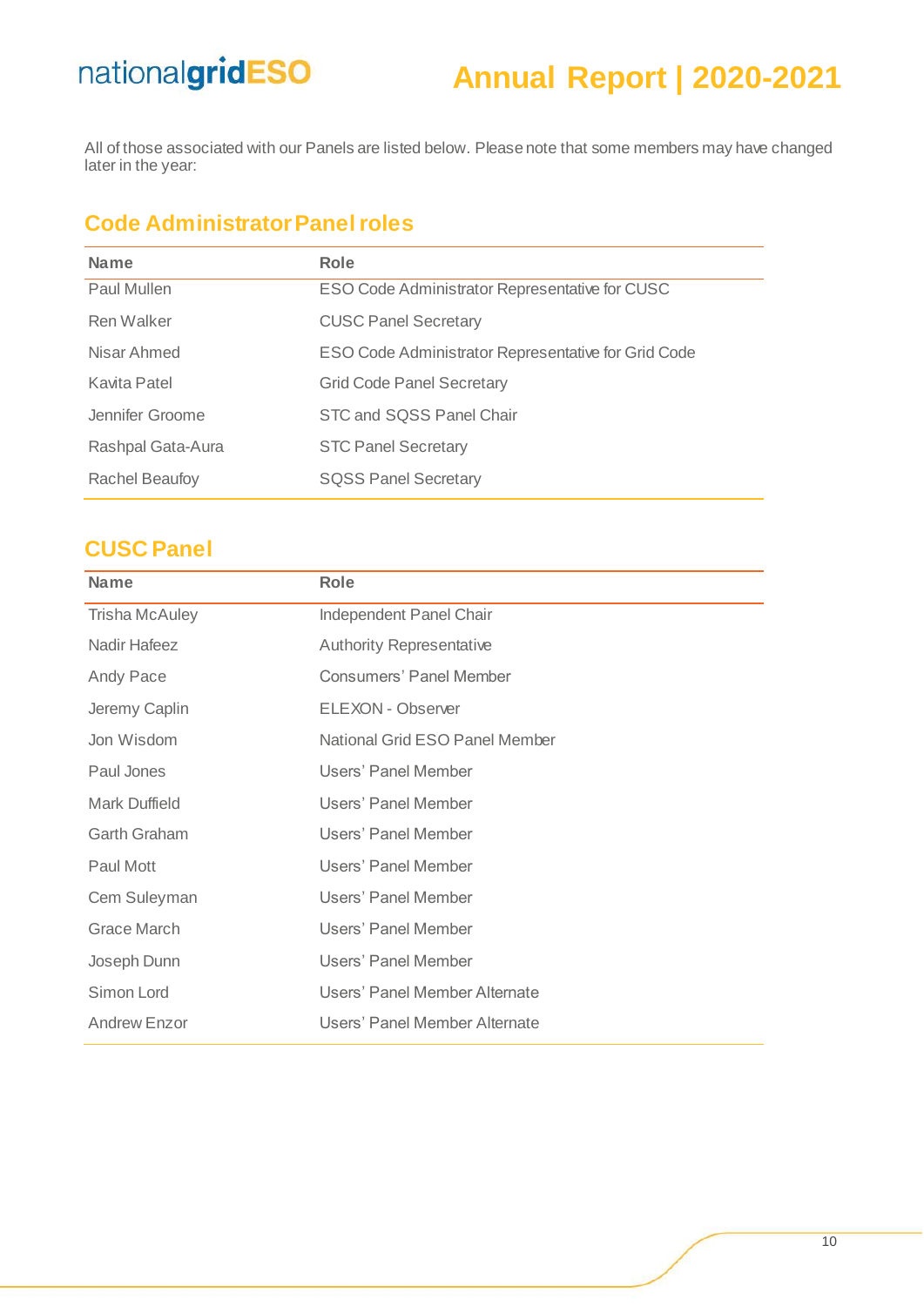All of those associated with our Panels are listed below. Please note that some members may have changed later in the year:

## Code Administrator Panel roles

| Name | Role |
| --- | --- |
| Paul Mullen | ESO Code Administrator Representative for CUSC |
| Ren Walker | CUSC Panel Secretary |
| Nisar Ahmed | ESO Code Administrator Representative for Grid Code |
| Kavita Patel | Grid Code Panel Secretary |
| Jennifer Groome | STC and SQSS Panel Chair |
| Rashpal Gata-Aura | STC Panel Secretary |
| Rachel Beaufoy | SQSS Panel Secretary |

## CUSC Panel

| Name | Role |
| --- | --- |
| Trisha McAuley | Independent Panel Chair |
| Nadir Hafeez | Authority Representative |
| Andy Pace | Consumers' Panel Member |
| Jeremy Caplin | ELEXON - Observer |
| Jon Wisdom | National Grid ESO Panel Member |
| Paul Jones | Users' Panel Member |
| Mark Duffield | Users' Panel Member |
| Garth Graham | Users' Panel Member |
| Paul Mott | Users' Panel Member |
| Cem Suleyman | Users' Panel Member |
| Grace March | Users' Panel Member |
| Joseph Dunn | Users' Panel Member |
| Simon Lord | Users' Panel Member Alternate |
| Andrew Enzor | Users' Panel Member Alternate |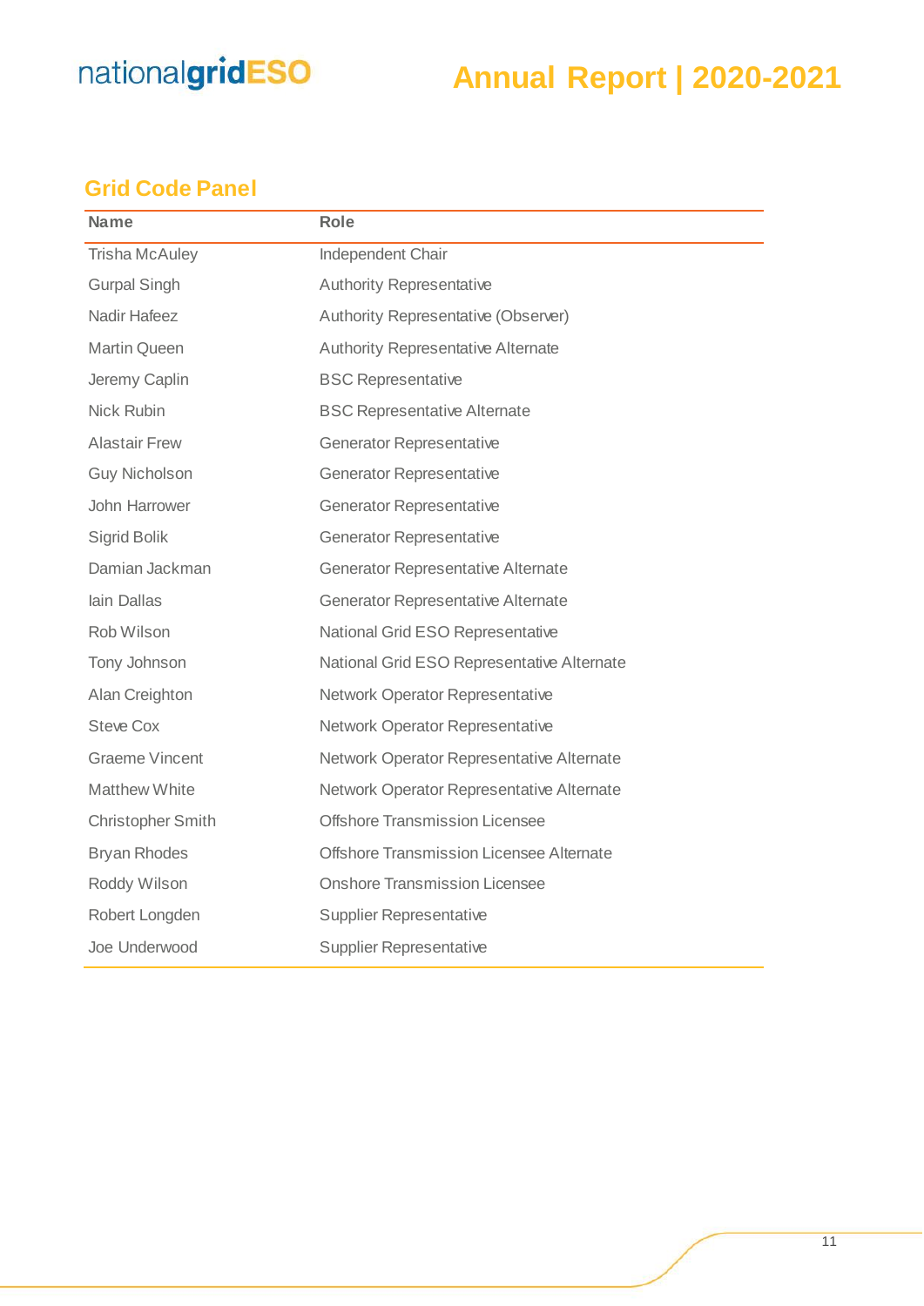## Grid Code Panel

| Name | Role |
|---|---|
| Trisha McAuley | Independent Chair |
| Gurpal Singh | Authority Representative |
| Nadir Hafeez | Authority Representative (Observer) |
| Martin Queen | Authority Representative Alternate |
| Jeremy Caplin | BSC Representative |
| Nick Rubin | BSC Representative Alternate |
| Alastair Frew | Generator Representative |
| Guy Nicholson | Generator Representative |
| John Harrower | Generator Representative |
| Sigrid Bolik | Generator Representative |
| Damian Jackman | Generator Representative Alternate |
| Iain Dallas | Generator Representative Alternate |
| Rob Wilson | National Grid ESO Representative |
| Tony Johnson | National Grid ESO Representative Alternate |
| Alan Creighton | Network Operator Representative |
| Steve Cox | Network Operator Representative |
| Graeme Vincent | Network Operator Representative Alternate |
| Matthew White | Network Operator Representative Alternate |
| Christopher Smith | Offshore Transmission Licensee |
| Bryan Rhodes | Offshore Transmission Licensee Alternate |
| Roddy Wilson | Onshore Transmission Licensee |
| Robert Longden | Supplier Representative |
| Joe Underwood | Supplier Representative |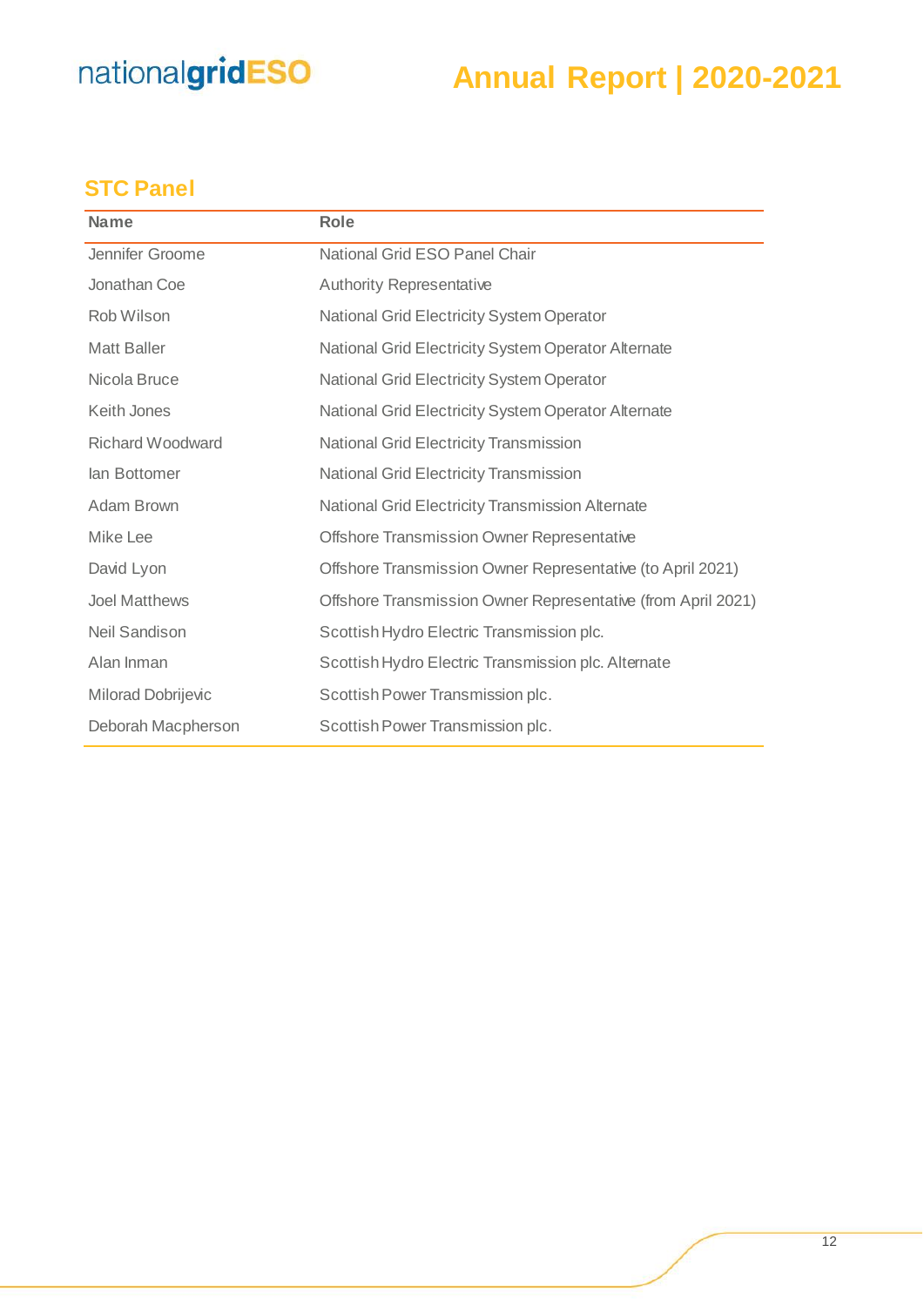## STC Panel

| Name | Role |
| --- | --- |
| Jennifer Groome | National Grid ESO Panel Chair |
| Jonathan Coe | Authority Representative |
| Rob Wilson | National Grid Electricity System Operator |
| Matt Baller | National Grid Electricity System Operator Alternate |
| Nicola Bruce | National Grid Electricity System Operator |
| Keith Jones | National Grid Electricity System Operator Alternate |
| Richard Woodward | National Grid Electricity Transmission |
| Ian Bottomer | National Grid Electricity Transmission |
| Adam Brown | National Grid Electricity Transmission Alternate |
| Mike Lee | Offshore Transmission Owner Representative |
| David Lyon | Offshore Transmission Owner Representative (to April 2021) |
| Joel Matthews | Offshore Transmission Owner Representative (from April 2021) |
| Neil Sandison | Scottish Hydro Electric Transmission plc. |
| Alan Inman | Scottish Hydro Electric Transmission plc. Alternate |
| Milorad Dobrijevic | Scottish Power Transmission plc. |
| Deborah Macpherson | Scottish Power Transmission plc. |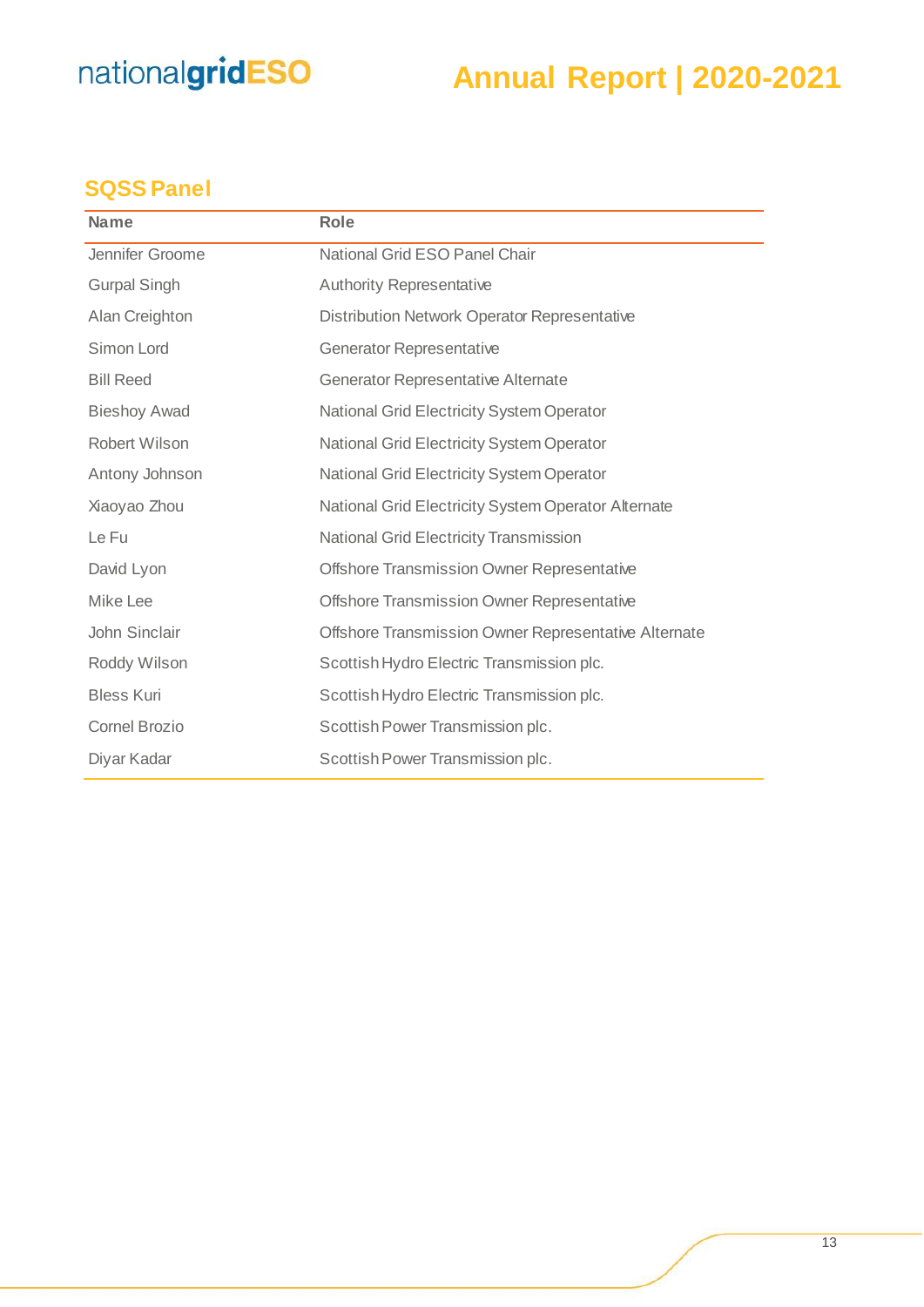## SQSS Panel

| Name | Role |
| --- | --- |
| Jennifer Groome | National Grid ESO Panel Chair |
| Gurpal Singh | Authority Representative |
| Alan Creighton | Distribution Network Operator Representative |
| Simon Lord | Generator Representative |
| Bill Reed | Generator Representative Alternate |
| Bieshoy Awad | National Grid Electricity System Operator |
| Robert Wilson | National Grid Electricity System Operator |
| Antony Johnson | National Grid Electricity System Operator |
| Xiaoyao Zhou | National Grid Electricity System Operator Alternate |
| Le Fu | National Grid Electricity Transmission |
| David Lyon | Offshore Transmission Owner Representative |
| Mike Lee | Offshore Transmission Owner Representative |
| John Sinclair | Offshore Transmission Owner Representative Alternate |
| Roddy Wilson | Scottish Hydro Electric Transmission plc. |
| Bless Kuri | Scottish Hydro Electric Transmission plc. |
| Cornel Brozio | Scottish Power Transmission plc. |
| Diyar Kadar | Scottish Power Transmission plc. |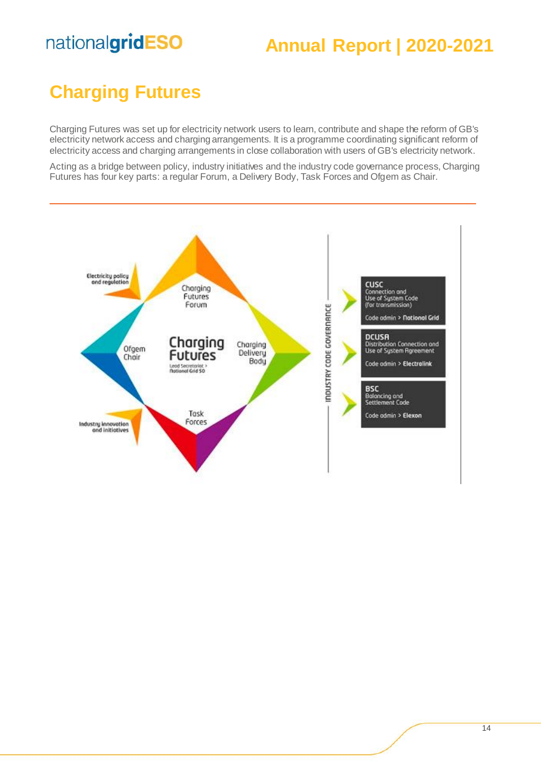## Charging Futures

Charging Futures was set up for electricity network users to learn, contribute and shape the reform of GB's electricity network access and charging arrangements. It is a programme coordinating significant reform of electricity access and charging arrangements in close collaboration with users of GB's electricity network.

Acting as a bridge between policy, industry initiatives and the industry code governance process, Charging Futures has four key parts: a regular Forum, a Delivery Body, Task Forces and Ofgem as Chair.

Electricity policy and regulation

Charging Futures Forum

Ofgem Chair

Charging Futures

Lead Secretariat > National Grid SO

Charging Delivery Body

Task Forces

Industry innovation and initiatives

INDUSTRY CODE GOVERNANCE

**CUSC**
Connection and Use of System Code (for transmission)
Code admin > National Grid

**DCUSA**
Distribution Connection and Use of System Agreement
Code admin > Electralink

**BSC**
Balancing and Settlement Code
Code admin > Elexon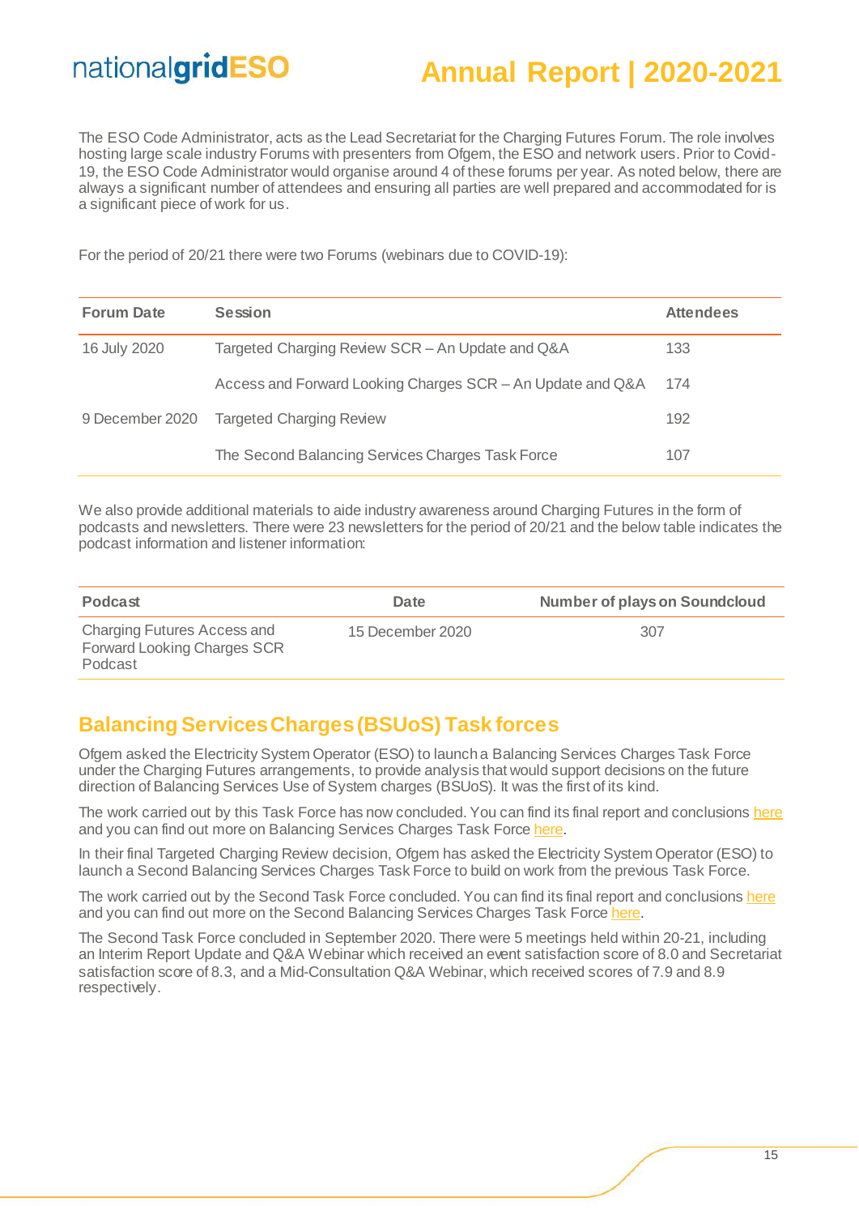The ESO Code Administrator, acts as the Lead Secretariat for the Charging Futures Forum. The role involves hosting large scale industry Forums with presenters from Ofgem, the ESO and network users. Prior to Covid-19, the ESO Code Administrator would organise around 4 of these forums per year. As noted below, there are always a significant number of attendees and ensuring all parties are well prepared and accommodated for is a significant piece of work for us.

For the period of 20/21 there were two Forums (webinars due to COVID-19):

| Forum Date | Session | Attendees |
|---|---|---|
| 16 July 2020 | Targeted Charging Review SCR – An Update and Q&A | 133 |
| | Access and Forward Looking Charges SCR – An Update and Q&A | 174 |
| 9 December 2020 | Targeted Charging Review | 192 |
| | The Second Balancing Services Charges Task Force | 107 |

We also provide additional materials to aide industry awareness around Charging Futures in the form of podcasts and newsletters. There were 23 newsletters for the period of 20/21 and the below table indicates the podcast information and listener information:

| Podcast | Date | Number of plays on Soundcloud |
|---|---|---|
| Charging Futures Access and Forward Looking Charges SCR Podcast | 15 December 2020 | 307 |

## Balancing Services Charges (BSUoS) Task forces

Ofgem asked the Electricity System Operator (ESO) to launch a Balancing Services Charges Task Force under the Charging Futures arrangements, to provide analysis that would support decisions on the future direction of Balancing Services Use of System charges (BSUoS). It was the first of its kind.

The work carried out by this Task Force has now concluded. You can find its final report and conclusions here and you can find out more on Balancing Services Charges Task Force here.

In their final Targeted Charging Review decision, Ofgem has asked the Electricity System Operator (ESO) to launch a Second Balancing Services Charges Task Force to build on work from the previous Task Force.

The work carried out by the Second Task Force concluded. You can find its final report and conclusions here and you can find out more on the Second Balancing Services Charges Task Force here.

The Second Task Force concluded in September 2020. There were 5 meetings held within 20-21, including an Interim Report Update and Q&A Webinar which received an event satisfaction score of 8.0 and Secretariat satisfaction score of 8.3, and a Mid-Consultation Q&A Webinar, which received scores of 7.9 and 8.9 respectively.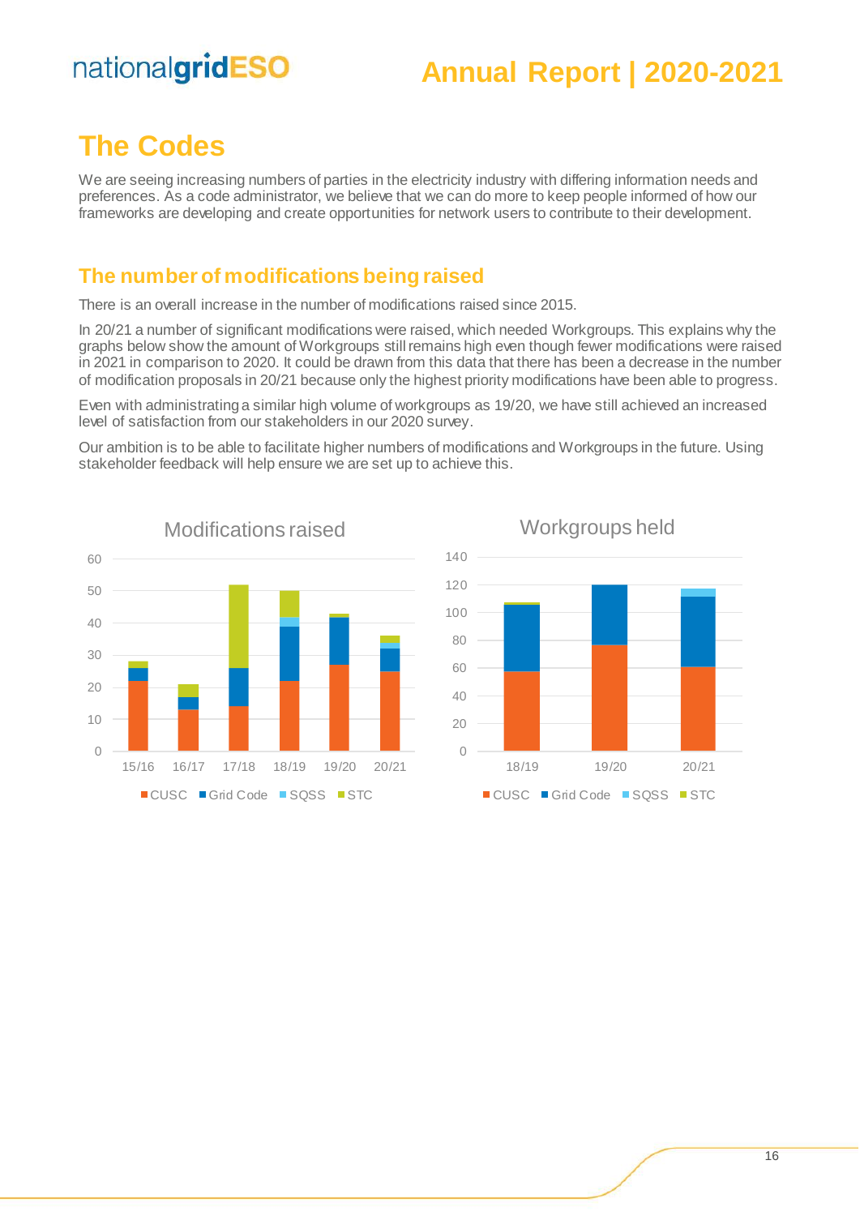# The Codes

We are seeing increasing numbers of parties in the electricity industry with differing information needs and preferences. As a code administrator, we believe that we can do more to keep people informed of how our frameworks are developing and create opportunities for network users to contribute to their development.

## The number of modifications being raised

There is an overall increase in the number of modifications raised since 2015.

In 20/21 a number of significant modifications were raised, which needed Workgroups. This explains why the graphs below show the amount of Workgroups still remains high even though fewer modifications were raised in 2021 in comparison to 2020. It could be drawn from this data that there has been a decrease in the number of modification proposals in 20/21 because only the highest priority modifications have been able to progress.

Even with administrating a similar high volume of workgroups as 19/20, we have still achieved an increased level of satisfaction from our stakeholders in our 2020 survey.

Our ambition is to be able to facilitate higher numbers of modifications and Workgroups in the future. Using stakeholder feedback will help ensure we are set up to achieve this.

Modifications raised

Workgroups held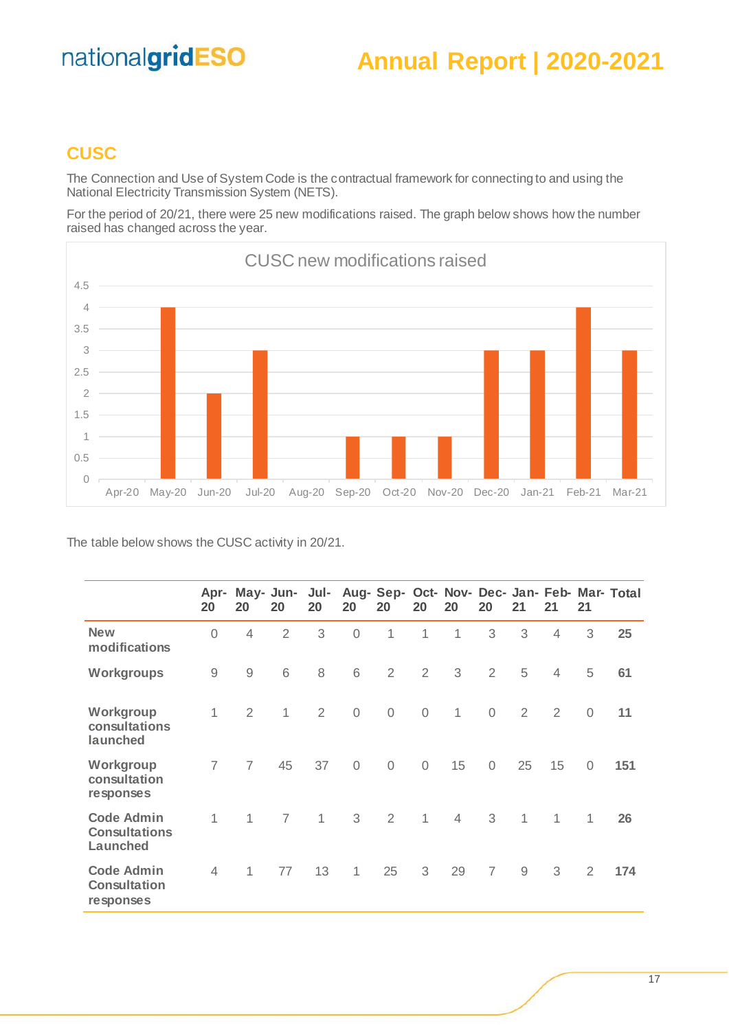## CUSC

The Connection and Use of System Code is the contractual framework for connecting to and using the National Electricity Transmission System (NETS).

For the period of 20/21, there were 25 new modifications raised. The graph below shows how the number raised has changed across the year.

CUSC new modifications raised

| Month | Apr-20 | May-20 | Jun-20 | Jul-20 | Aug-20 | Sep-20 | Oct-20 | Nov-20 | Dec-20 | Jan-21 | Feb-21 | Mar-21 |
|---|---|---|---|---|---|---|---|---|---|---|---|---|
| New modifications raised | 0 | 4 | 2 | 3 | 0 | 1 | 1 | 1 | 3 | 3 | 4 | 3 |

The table below shows the CUSC activity in 20/21.

| | Apr-20 | May-20 | Jun-20 | Jul-20 | Aug-20 | Sep-20 | Oct-20 | Nov-20 | Dec-20 | Jan-21 | Feb-21 | Mar-21 | Total |
|---|---|---|---|---|---|---|---|---|---|---|---|---|---|
| **New modifications** | 0 | 4 | 2 | 3 | 0 | 1 | 1 | 1 | 3 | 3 | 4 | 3 | **25** |
| **Workgroups** | 9 | 9 | 6 | 8 | 6 | 2 | 2 | 3 | 2 | 5 | 4 | 5 | **61** |
| **Workgroup consultations launched** | 1 | 2 | 1 | 2 | 0 | 0 | 0 | 1 | 0 | 2 | 2 | 0 | **11** |
| **Workgroup consultation responses** | 7 | 7 | 45 | 37 | 0 | 0 | 0 | 15 | 0 | 25 | 15 | 0 | **151** |
| **Code Admin Consultations Launched** | 1 | 1 | 7 | 1 | 3 | 2 | 1 | 4 | 3 | 1 | 1 | 1 | **26** |
| **Code Admin Consultation responses** | 4 | 1 | 77 | 13 | 1 | 25 | 3 | 29 | 7 | 9 | 3 | 2 | **174** |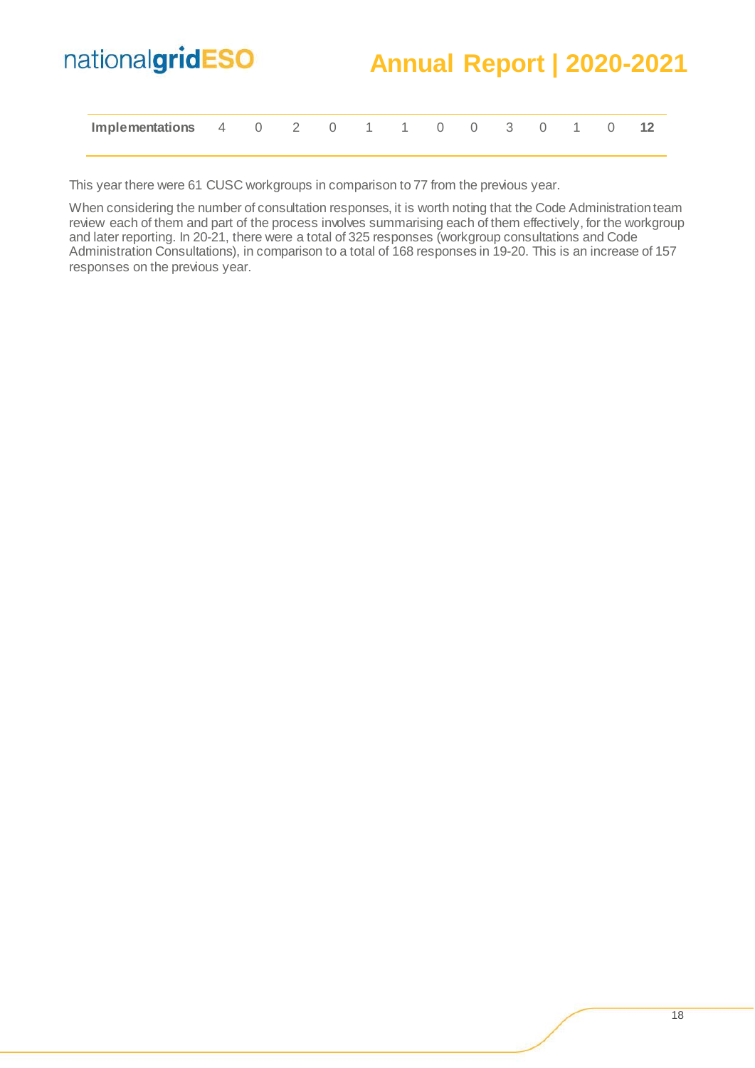| Implementations | 4 | 0 | 2 | 0 | 1 | 1 | 0 | 0 | 3 | 0 | 1 | 0 | **12** |
|---|---|---|---|---|---|---|---|---|---|---|---|---|---|

This year there were 61 CUSC workgroups in comparison to 77 from the previous year.

When considering the number of consultation responses, it is worth noting that the Code Administration team review each of them and part of the process involves summarising each of them effectively, for the workgroup and later reporting. In 20-21, there were a total of 325 responses (workgroup consultations and Code Administration Consultations), in comparison to a total of 168 responses in 19-20. This is an increase of 157 responses on the previous year.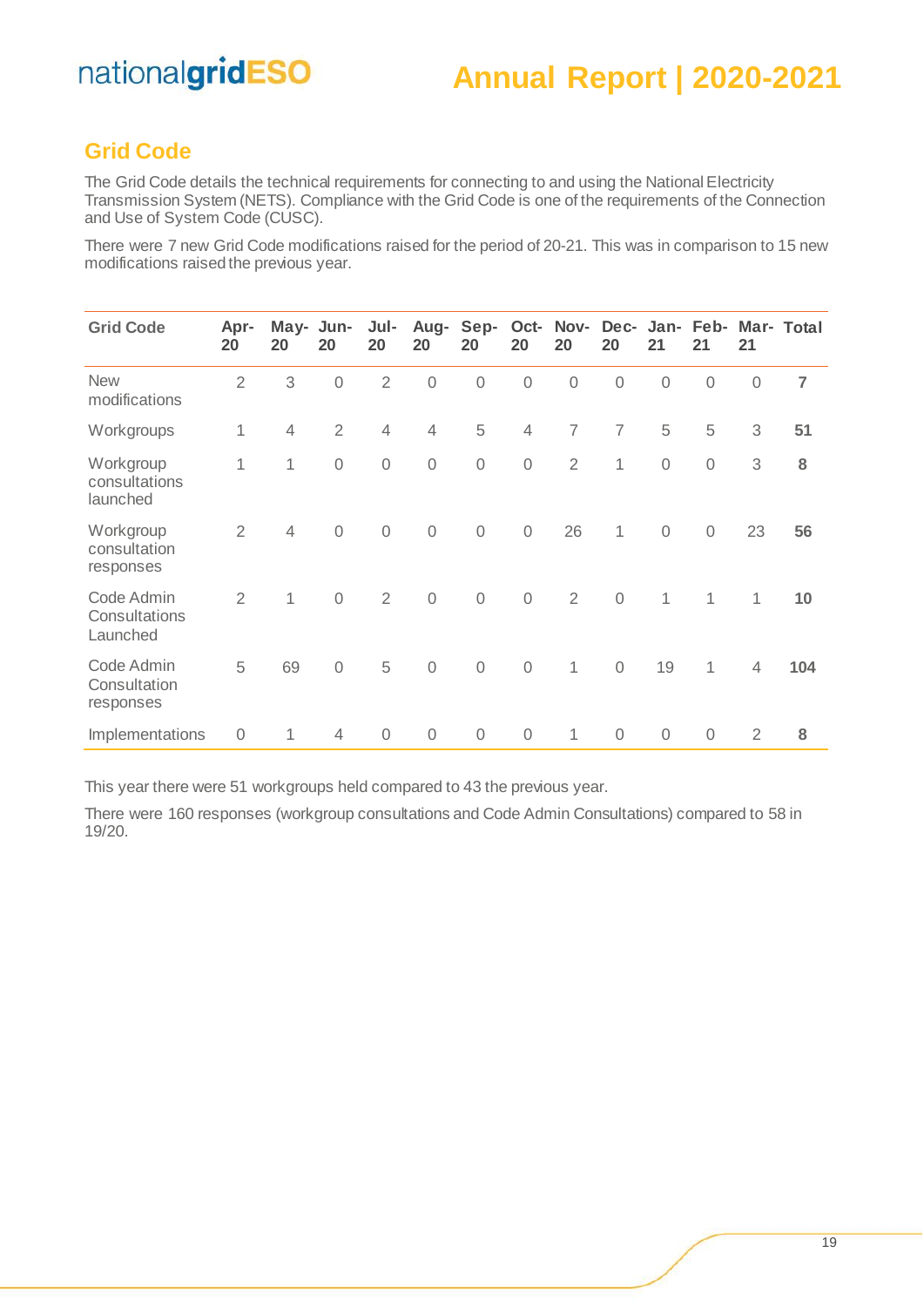## Grid Code

The Grid Code details the technical requirements for connecting to and using the National Electricity Transmission System (NETS). Compliance with the Grid Code is one of the requirements of the Connection and Use of System Code (CUSC).

There were 7 new Grid Code modifications raised for the period of 20-21. This was in comparison to 15 new modifications raised the previous year.

| Grid Code | Apr-20 | May-20 | Jun-20 | Jul-20 | Aug-20 | Sep-20 | Oct-20 | Nov-20 | Dec-20 | Jan-21 | Feb-21 | Mar-21 | Total |
|---|---|---|---|---|---|---|---|---|---|---|---|---|---|
| New modifications | 2 | 3 | 0 | 2 | 0 | 0 | 0 | 0 | 0 | 0 | 0 | 0 | **7** |
| Workgroups | 1 | 4 | 2 | 4 | 4 | 5 | 4 | 7 | 7 | 5 | 5 | 3 | **51** |
| Workgroup consultations launched | 1 | 1 | 0 | 0 | 0 | 0 | 0 | 2 | 1 | 0 | 0 | 3 | **8** |
| Workgroup consultation responses | 2 | 4 | 0 | 0 | 0 | 0 | 0 | 26 | 1 | 0 | 0 | 23 | **56** |
| Code Admin Consultations Launched | 2 | 1 | 0 | 2 | 0 | 0 | 0 | 2 | 0 | 1 | 1 | 1 | **10** |
| Code Admin Consultation responses | 5 | 69 | 0 | 5 | 0 | 0 | 0 | 1 | 0 | 19 | 1 | 4 | **104** |
| Implementations | 0 | 1 | 4 | 0 | 0 | 0 | 0 | 1 | 0 | 0 | 0 | 2 | **8** |

This year there were 51 workgroups held compared to 43 the previous year.

There were 160 responses (workgroup consultations and Code Admin Consultations) compared to 58 in 19/20.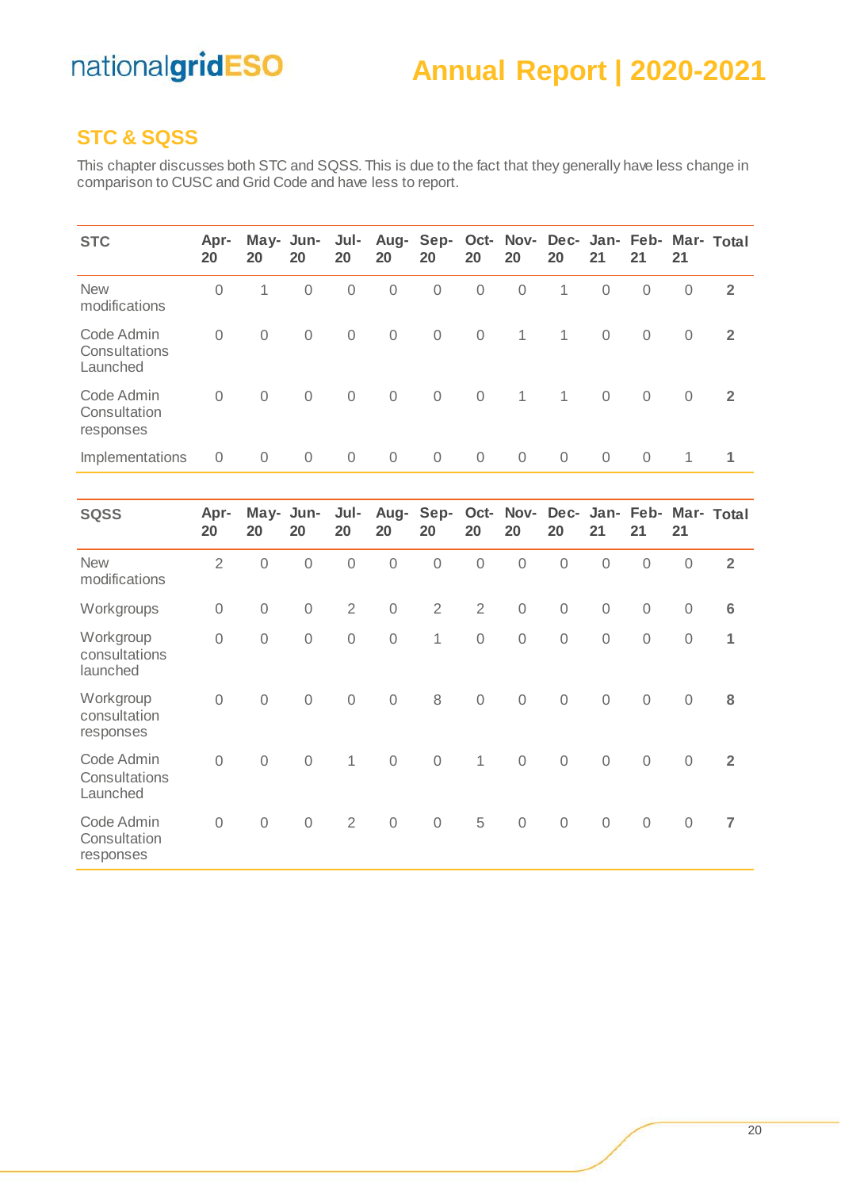## STC & SQSS

This chapter discusses both STC and SQSS. This is due to the fact that they generally have less change in comparison to CUSC and Grid Code and have less to report.

| STC | Apr-20 | May-20 | Jun-20 | Jul-20 | Aug-20 | Sep-20 | Oct-20 | Nov-20 | Dec-20 | Jan-21 | Feb-21 | Mar-21 | Total |
|---|---|---|---|---|---|---|---|---|---|---|---|---|---|
| New modifications | 0 | 1 | 0 | 0 | 0 | 0 | 0 | 0 | 1 | 0 | 0 | 0 | **2** |
| Code Admin Consultations Launched | 0 | 0 | 0 | 0 | 0 | 0 | 0 | 1 | 1 | 0 | 0 | 0 | **2** |
| Code Admin Consultation responses | 0 | 0 | 0 | 0 | 0 | 0 | 0 | 1 | 1 | 0 | 0 | 0 | **2** |
| Implementations | 0 | 0 | 0 | 0 | 0 | 0 | 0 | 0 | 0 | 0 | 0 | 1 | **1** |

| SQSS | Apr-20 | May-20 | Jun-20 | Jul-20 | Aug-20 | Sep-20 | Oct-20 | Nov-20 | Dec-20 | Jan-21 | Feb-21 | Mar-21 | Total |
|---|---|---|---|---|---|---|---|---|---|---|---|---|---|
| New modifications | 2 | 0 | 0 | 0 | 0 | 0 | 0 | 0 | 0 | 0 | 0 | 0 | **2** |
| Workgroups | 0 | 0 | 0 | 2 | 0 | 2 | 2 | 0 | 0 | 0 | 0 | 0 | **6** |
| Workgroup consultations launched | 0 | 0 | 0 | 0 | 0 | 1 | 0 | 0 | 0 | 0 | 0 | 0 | **1** |
| Workgroup consultation responses | 0 | 0 | 0 | 0 | 0 | 8 | 0 | 0 | 0 | 0 | 0 | 0 | **8** |
| Code Admin Consultations Launched | 0 | 0 | 0 | 1 | 0 | 0 | 1 | 0 | 0 | 0 | 0 | 0 | **2** |
| Code Admin Consultation responses | 0 | 0 | 0 | 2 | 0 | 0 | 5 | 0 | 0 | 0 | 0 | 0 | **7** |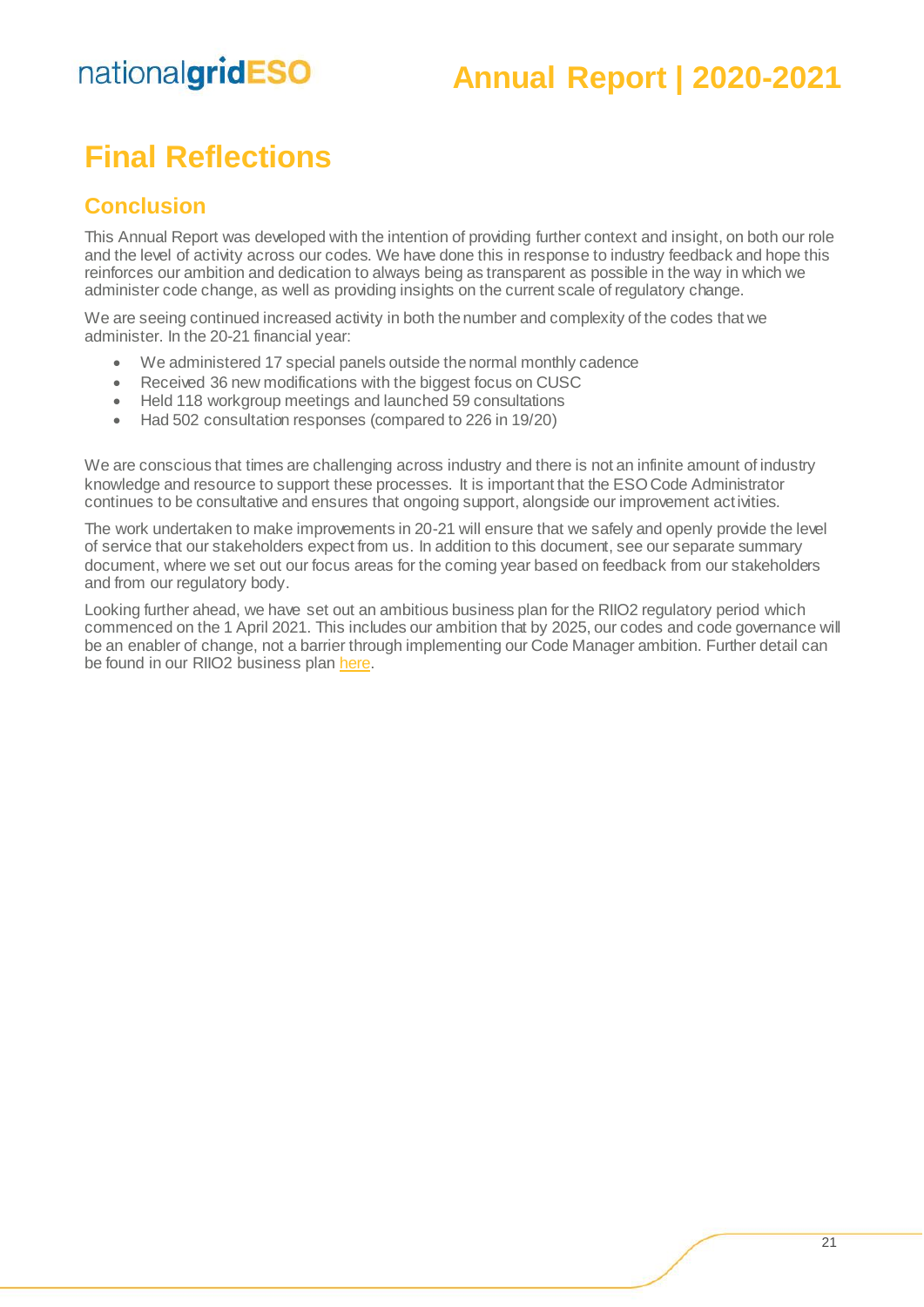# Final Reflections

## Conclusion

This Annual Report was developed with the intention of providing further context and insight, on both our role and the level of activity across our codes. We have done this in response to industry feedback and hope this reinforces our ambition and dedication to always being as transparent as possible in the way in which we administer code change, as well as providing insights on the current scale of regulatory change.

We are seeing continued increased activity in both the number and complexity of the codes that we administer. In the 20-21 financial year:

- We administered 17 special panels outside the normal monthly cadence
- Received 36 new modifications with the biggest focus on CUSC
- Held 118 workgroup meetings and launched 59 consultations
- Had 502 consultation responses (compared to 226 in 19/20)

We are conscious that times are challenging across industry and there is not an infinite amount of industry knowledge and resource to support these processes. It is important that the ESO Code Administrator continues to be consultative and ensures that ongoing support, alongside our improvement activities.

The work undertaken to make improvements in 20-21 will ensure that we safely and openly provide the level of service that our stakeholders expect from us. In addition to this document, see our separate summary document, where we set out our focus areas for the coming year based on feedback from our stakeholders and from our regulatory body.

Looking further ahead, we have set out an ambitious business plan for the RIIO2 regulatory period which commenced on the 1 April 2021. This includes our ambition that by 2025, our codes and code governance will be an enabler of change, not a barrier through implementing our Code Manager ambition. Further detail can be found in our RIIO2 business plan here.